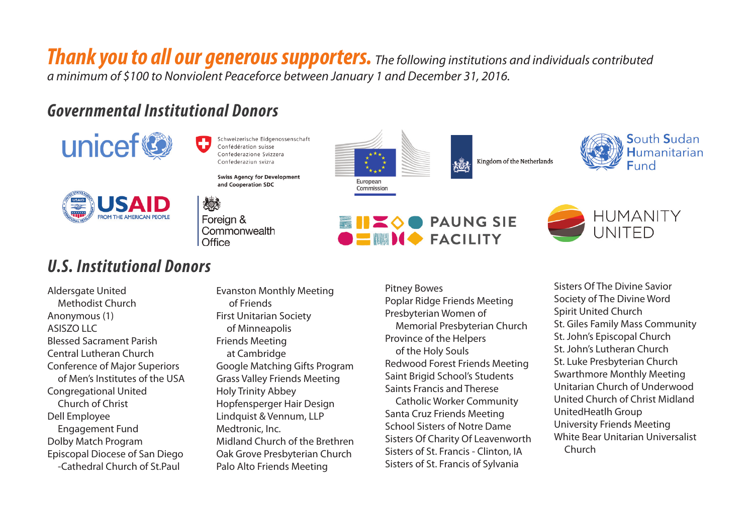**Thank you to all our generous supporters.** *The following institutions and individuals contributed a minimum of $100 to Nonviolent Peaceforce between January 1 and December 31, 2016.*

## Governmental Institutional Donors

unicef

Schweizerische Eidgenossenschaft
Confédération suisse
Confederazione Svizzera
Confederaziun svizra

Swiss Agency for Development and Cooperation SDC

European Commission

Kingdom of the Netherlands

South Sudan Humanitarian Fund

USAID FROM THE AMERICAN PEOPLE

Foreign & Commonwealth Office

PAUNG SIE FACILITY

HUMANITY UNITED

## U.S. Institutional Donors

- Aldersgate United Methodist Church
- Anonymous (1)
- ASISZO LLC
- Blessed Sacrament Parish
- Central Lutheran Church
- Conference of Major Superiors of Men's Institutes of the USA
- Congregational United Church of Christ
- Dell Employee Engagement Fund
- Dolby Match Program
- Episcopal Diocese of San Diego -Cathedral Church of St.Paul
- Evanston Monthly Meeting of Friends
- First Unitarian Society of Minneapolis
- Friends Meeting at Cambridge
- Google Matching Gifts Program
- Grass Valley Friends Meeting
- Holy Trinity Abbey
- Hopfensperger Hair Design
- Lindquist & Vennum, LLP
- Medtronic, Inc.
- Midland Church of the Brethren
- Oak Grove Presbyterian Church
- Palo Alto Friends Meeting
- Pitney Bowes
- Poplar Ridge Friends Meeting
- Presbyterian Women of Memorial Presbyterian Church
- Province of the Helpers of the Holy Souls
- Redwood Forest Friends Meeting
- Saint Brigid School's Students
- Saints Francis and Therese Catholic Worker Community
- Santa Cruz Friends Meeting
- School Sisters of Notre Dame
- Sisters Of Charity Of Leavenworth
- Sisters of St. Francis - Clinton, IA
- Sisters of St. Francis of Sylvania
- Sisters Of The Divine Savior
- Society of The Divine Word
- Spirit United Church
- St. Giles Family Mass Community
- St. John's Episcopal Church
- St. John's Lutheran Church
- St. Luke Presbyterian Church
- Swarthmore Monthly Meeting
- Unitarian Church of Underwood
- United Church of Christ Midland
- UnitedHeatlh Group
- University Friends Meeting
- White Bear Unitarian Universalist Church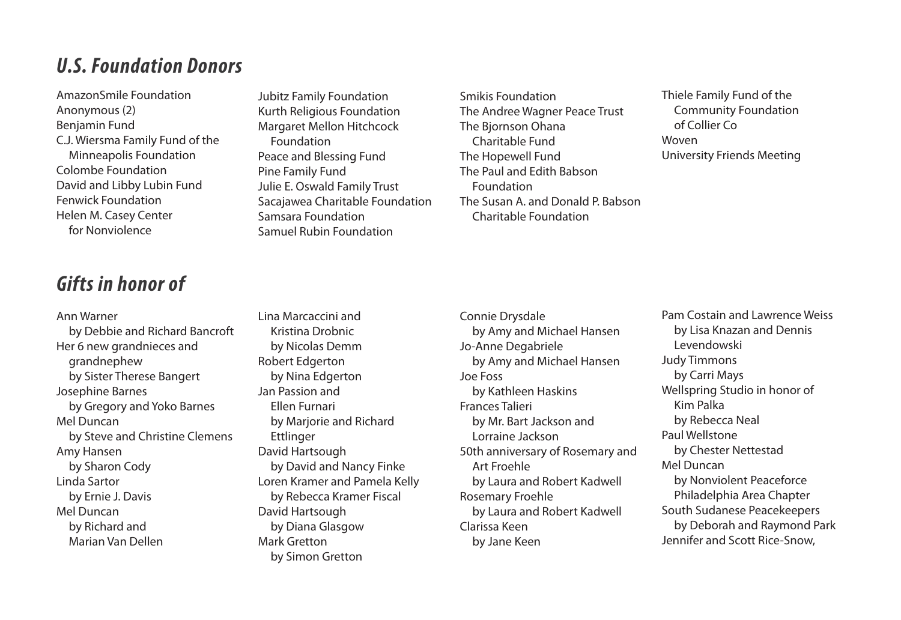## U.S. Foundation Donors

AmazonSmile Foundation
Anonymous (2)
Benjamin Fund
C.J. Wiersma Family Fund of the Minneapolis Foundation
Colombe Foundation
David and Libby Lubin Fund
Fenwick Foundation
Helen M. Casey Center for Nonviolence
Jubitz Family Foundation
Kurth Religious Foundation
Margaret Mellon Hitchcock Foundation
Peace and Blessing Fund
Pine Family Fund
Julie E. Oswald Family Trust
Sacajawea Charitable Foundation
Samsara Foundation
Samuel Rubin Foundation
Smikis Foundation
The Andree Wagner Peace Trust
The Bjornson Ohana Charitable Fund
The Hopewell Fund
The Paul and Edith Babson Foundation
The Susan A. and Donald P. Babson Charitable Foundation
Thiele Family Fund of the Community Foundation of Collier Co
Woven
University Friends Meeting

## Gifts in honor of

Ann Warner
by Debbie and Richard Bancroft
Her 6 new grandnieces and grandnephew
by Sister Therese Bangert
Josephine Barnes
by Gregory and Yoko Barnes
Mel Duncan
by Steve and Christine Clemens
Amy Hansen
by Sharon Cody
Linda Sartor
by Ernie J. Davis
Mel Duncan
by Richard and Marian Van Dellen
Lina Marcaccini and Kristina Drobnic
by Nicolas Demm
Robert Edgerton
by Nina Edgerton
Jan Passion and Ellen Furnari
by Marjorie and Richard Ettlinger
David Hartsough
by David and Nancy Finke
Loren Kramer and Pamela Kelly
by Rebecca Kramer Fiscal
David Hartsough
by Diana Glasgow
Mark Gretton
by Simon Gretton
Connie Drysdale
by Amy and Michael Hansen
Jo-Anne Degabriele
by Amy and Michael Hansen
Joe Foss
by Kathleen Haskins
Frances Talieri
by Mr. Bart Jackson and Lorraine Jackson
50th anniversary of Rosemary and Art Froehle
by Laura and Robert Kadwell
Rosemary Froehle
by Laura and Robert Kadwell
Clarissa Keen
by Jane Keen
Pam Costain and Lawrence Weiss
by Lisa Knazan and Dennis Levendowski
Judy Timmons
by Carri Mays
Wellspring Studio in honor of Kim Palka
by Rebecca Neal
Paul Wellstone
by Chester Nettestad
Mel Duncan
by Nonviolent Peaceforce Philadelphia Area Chapter
South Sudanese Peacekeepers
by Deborah and Raymond Park
Jennifer and Scott Rice-Snow,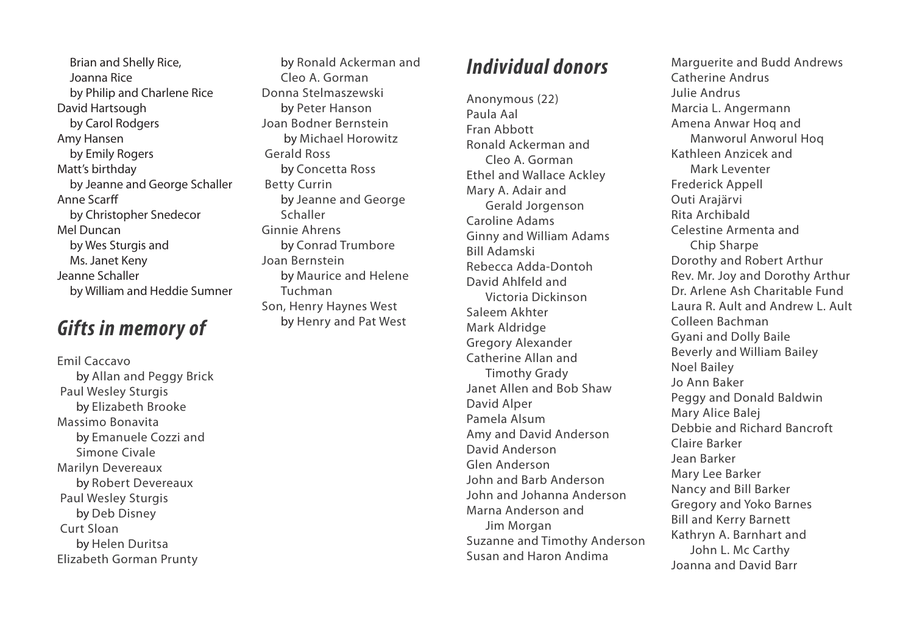Brian and Shelly Rice,
Joanna Rice
by Philip and Charlene Rice

David Hartsough
by Carol Rodgers

Amy Hansen
by Emily Rogers

Matt's birthday
by Jeanne and George Schaller

Anne Scarff
by Christopher Snedecor

Mel Duncan
by Wes Sturgis and Ms. Janet Keny

Jeanne Schaller
by William and Heddie Sumner

## *Gifts in memory of*

Emil Caccavo
by Allan and Peggy Brick

Paul Wesley Sturgis
by Elizabeth Brooke

Massimo Bonavita
by Emanuele Cozzi and Simone Civale

Marilyn Devereaux
by Robert Devereaux

Paul Wesley Sturgis
by Deb Disney

Curt Sloan
by Helen Duritsa

Elizabeth Gorman Prunty
by Ronald Ackerman and Cleo A. Gorman

Donna Stelmaszewski
by Peter Hanson

Joan Bodner Bernstein
by Michael Horowitz

Gerald Ross
by Concetta Ross

Betty Currin
by Jeanne and George Schaller

Ginnie Ahrens
by Conrad Trumbore

Joan Bernstein
by Maurice and Helene Tuchman

Son, Henry Haynes West
by Henry and Pat West

## *Individual donors*

Anonymous (22)
Paula Aal
Fran Abbott
Ronald Ackerman and Cleo A. Gorman
Ethel and Wallace Ackley
Mary A. Adair and Gerald Jorgenson
Caroline Adams
Ginny and William Adams
Bill Adamski
Rebecca Adda-Dontoh
David Ahlfeld and Victoria Dickinson
Saleem Akhter
Mark Aldridge
Gregory Alexander
Catherine Allan and Timothy Grady
Janet Allen and Bob Shaw
David Alper
Pamela Alsum
Amy and David Anderson
David Anderson
Glen Anderson
John and Barb Anderson
John and Johanna Anderson
Marna Anderson and Jim Morgan
Suzanne and Timothy Anderson
Susan and Haron Andima
Marguerite and Budd Andrews
Catherine Andrus
Julie Andrus
Marcia L. Angermann
Amena Anwar Hoq and Manworul Anworul Hoq
Kathleen Anzicek and Mark Leventer
Frederick Appell
Outi Arajärvi
Rita Archibald
Celestine Armenta and Chip Sharpe
Dorothy and Robert Arthur
Rev. Mr. Joy and Dorothy Arthur
Dr. Arlene Ash Charitable Fund
Laura R. Ault and Andrew L. Ault
Colleen Bachman
Gyani and Dolly Baile
Beverly and William Bailey
Noel Bailey
Jo Ann Baker
Peggy and Donald Baldwin
Mary Alice Balej
Debbie and Richard Bancroft
Claire Barker
Jean Barker
Mary Lee Barker
Nancy and Bill Barker
Gregory and Yoko Barnes
Bill and Kerry Barnett
Kathryn A. Barnhart and John L. Mc Carthy
Joanna and David Barr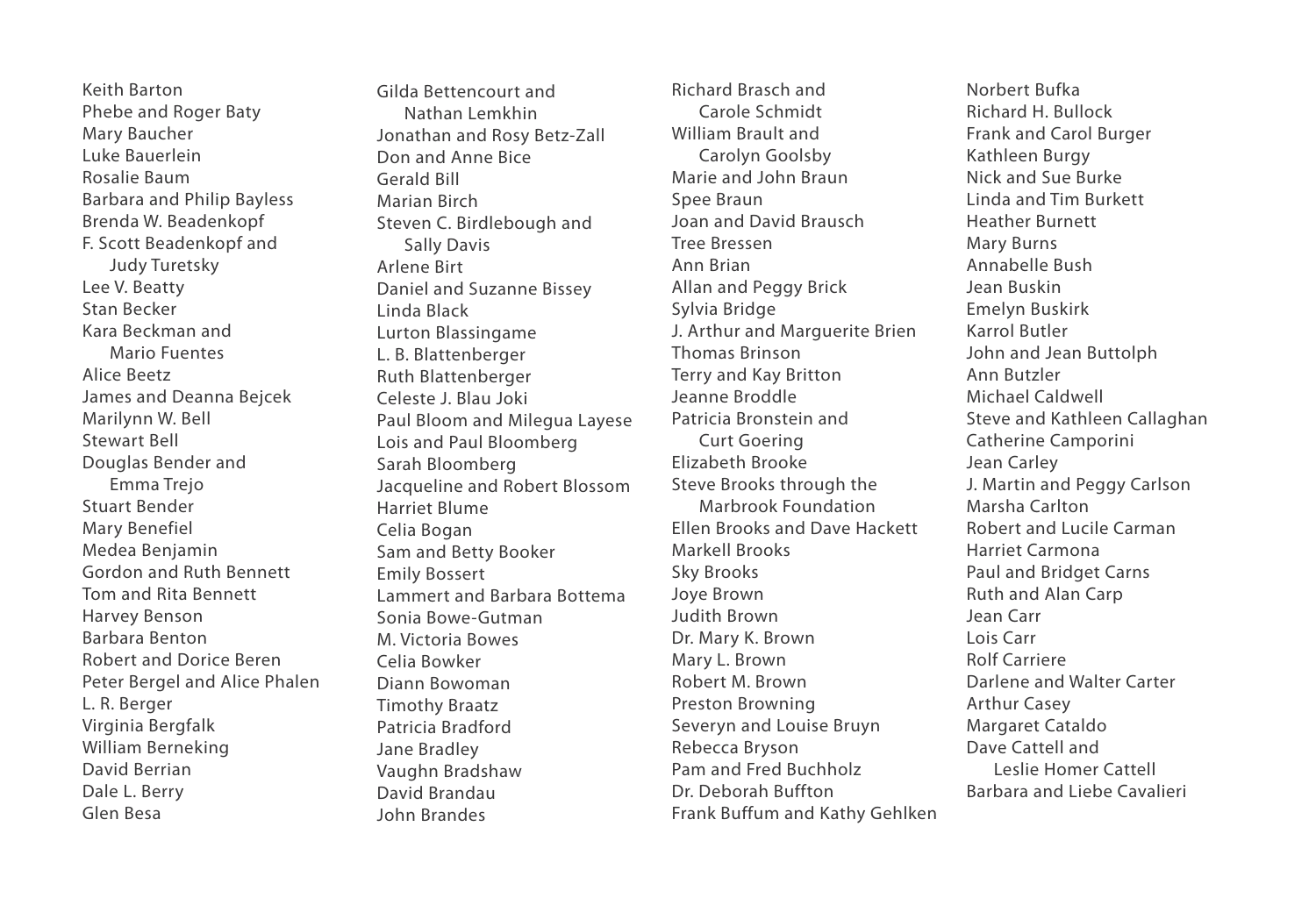Keith Barton
Phebe and Roger Baty
Mary Baucher
Luke Bauerlein
Rosalie Baum
Barbara and Philip Bayless
Brenda W. Beadenkopf
F. Scott Beadenkopf and Judy Turetsky
Lee V. Beatty
Stan Becker
Kara Beckman and Mario Fuentes
Alice Beetz
James and Deanna Bejcek
Marilynn W. Bell
Stewart Bell
Douglas Bender and Emma Trejo
Stuart Bender
Mary Benefiel
Medea Benjamin
Gordon and Ruth Bennett
Tom and Rita Bennett
Harvey Benson
Barbara Benton
Robert and Dorice Beren
Peter Bergel and Alice Phalen
L. R. Berger
Virginia Bergfalk
William Berneking
David Berrian
Dale L. Berry
Glen Besa

Gilda Bettencourt and Nathan Lemkhin
Jonathan and Rosy Betz-Zall
Don and Anne Bice
Gerald Bill
Marian Birch
Steven C. Birdlebough and Sally Davis
Arlene Birt
Daniel and Suzanne Bissey
Linda Black
Lurton Blassingame
L. B. Blattenberger
Ruth Blattenberger
Celeste J. Blau Joki
Paul Bloom and Milegua Layese
Lois and Paul Bloomberg
Sarah Bloomberg
Jacqueline and Robert Blossom
Harriet Blume
Celia Bogan
Sam and Betty Booker
Emily Bossert
Lammert and Barbara Bottema
Sonia Bowe-Gutman
M. Victoria Bowes
Celia Bowker
Diann Bowoman
Timothy Braatz
Patricia Bradford
Jane Bradley
Vaughn Bradshaw
David Brandau
John Brandes

Richard Brasch and Carole Schmidt
William Brault and Carolyn Goolsby
Marie and John Braun
Spee Braun
Joan and David Brausch
Tree Bressen
Ann Brian
Allan and Peggy Brick
Sylvia Bridge
J. Arthur and Marguerite Brien
Thomas Brinson
Terry and Kay Britton
Jeanne Broddle
Patricia Bronstein and Curt Goering
Elizabeth Brooke
Steve Brooks through the Marbrook Foundation
Ellen Brooks and Dave Hackett
Markell Brooks
Sky Brooks
Joye Brown
Judith Brown
Dr. Mary K. Brown
Mary L. Brown
Robert M. Brown
Preston Browning
Severyn and Louise Bruyn
Rebecca Bryson
Pam and Fred Buchholz
Dr. Deborah Buffton
Frank Buffum and Kathy Gehlken

Norbert Bufka
Richard H. Bullock
Frank and Carol Burger
Kathleen Burgy
Nick and Sue Burke
Linda and Tim Burkett
Heather Burnett
Mary Burns
Annabelle Bush
Jean Buskin
Emelyn Buskirk
Karrol Butler
John and Jean Buttolph
Ann Butzler
Michael Caldwell
Steve and Kathleen Callaghan
Catherine Camporini
Jean Carley
J. Martin and Peggy Carlson
Marsha Carlton
Robert and Lucile Carman
Harriet Carmona
Paul and Bridget Carns
Ruth and Alan Carp
Jean Carr
Lois Carr
Rolf Carriere
Darlene and Walter Carter
Arthur Casey
Margaret Cataldo
Dave Cattell and Leslie Homer Cattell
Barbara and Liebe Cavalieri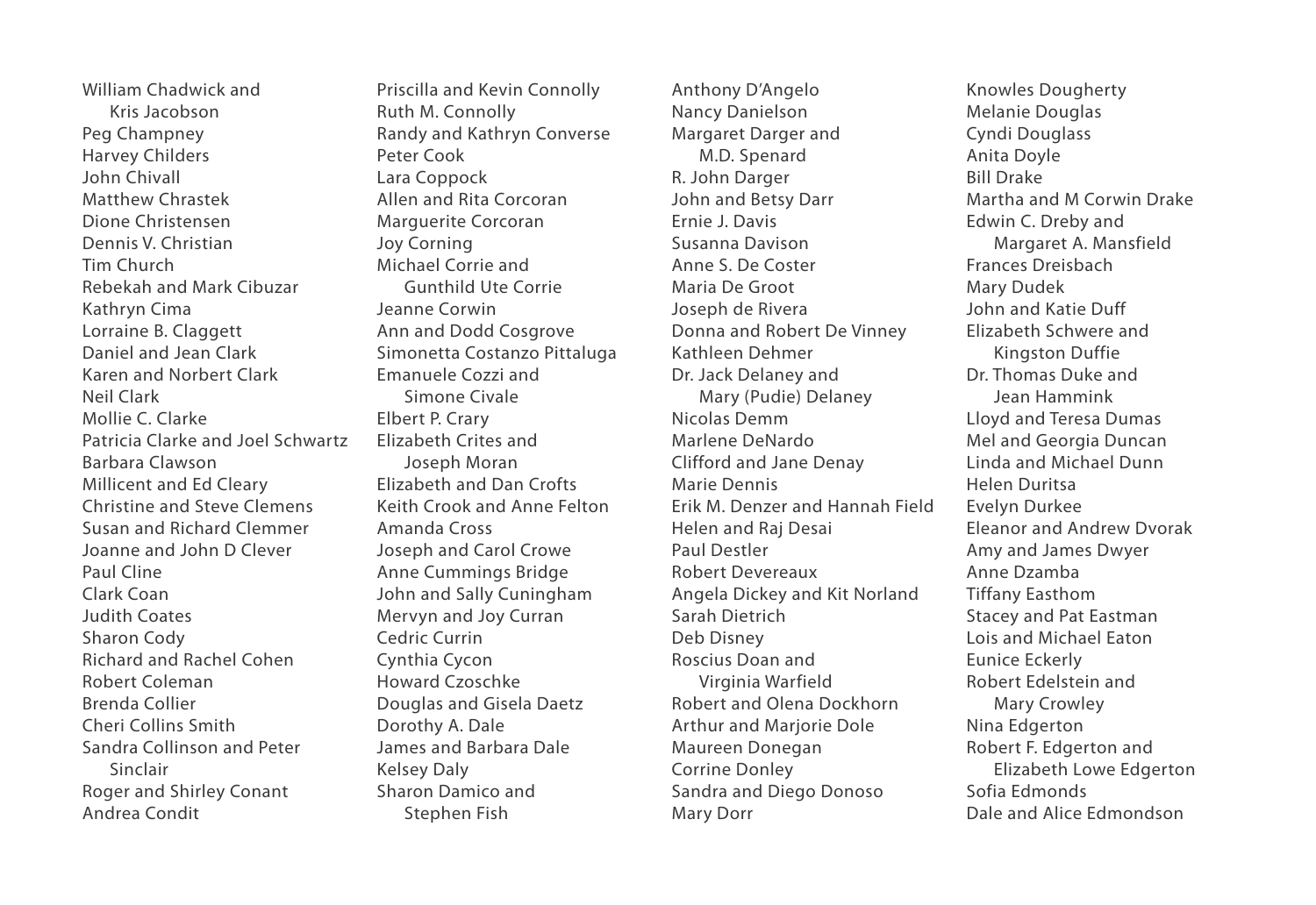William Chadwick and Kris Jacobson
Peg Champney
Harvey Childers
John Chivall
Matthew Chrastek
Dione Christensen
Dennis V. Christian
Tim Church
Rebekah and Mark Cibuzar
Kathryn Cima
Lorraine B. Claggett
Daniel and Jean Clark
Karen and Norbert Clark
Neil Clark
Mollie C. Clarke
Patricia Clarke and Joel Schwartz
Barbara Clawson
Millicent and Ed Cleary
Christine and Steve Clemens
Susan and Richard Clemmer
Joanne and John D Clever
Paul Cline
Clark Coan
Judith Coates
Sharon Cody
Richard and Rachel Cohen
Robert Coleman
Brenda Collier
Cheri Collins Smith
Sandra Collinson and Peter Sinclair
Roger and Shirley Conant
Andrea Condit
Priscilla and Kevin Connolly
Ruth M. Connolly
Randy and Kathryn Converse
Peter Cook
Lara Coppock
Allen and Rita Corcoran
Marguerite Corcoran
Joy Corning
Michael Corrie and Gunthild Ute Corrie
Jeanne Corwin
Ann and Dodd Cosgrove
Simonetta Costanzo Pittaluga
Emanuele Cozzi and Simone Civale
Elbert P. Crary
Elizabeth Crites and Joseph Moran
Elizabeth and Dan Crofts
Keith Crook and Anne Felton
Amanda Cross
Joseph and Carol Crowe
Anne Cummings Bridge
John and Sally Cuningham
Mervyn and Joy Curran
Cedric Currin
Cynthia Cycon
Howard Czoschke
Douglas and Gisela Daetz
Dorothy A. Dale
James and Barbara Dale
Kelsey Daly
Sharon Damico and Stephen Fish
Anthony D'Angelo
Nancy Danielson
Margaret Darger and M.D. Spenard
R. John Darger
John and Betsy Darr
Ernie J. Davis
Susanna Davison
Anne S. De Coster
Maria De Groot
Joseph de Rivera
Donna and Robert De Vinney
Kathleen Dehmer
Dr. Jack Delaney and Mary (Pudie) Delaney
Nicolas Demm
Marlene DeNardo
Clifford and Jane Denay
Marie Dennis
Erik M. Denzer and Hannah Field
Helen and Raj Desai
Paul Destler
Robert Devereaux
Angela Dickey and Kit Norland
Sarah Dietrich
Deb Disney
Roscius Doan and Virginia Warfield
Robert and Olena Dockhorn
Arthur and Marjorie Dole
Maureen Donegan
Corrine Donley
Sandra and Diego Donoso
Mary Dorr
Knowles Dougherty
Melanie Douglas
Cyndi Douglass
Anita Doyle
Bill Drake
Martha and M Corwin Drake
Edwin C. Dreby and Margaret A. Mansfield
Frances Dreisbach
Mary Dudek
John and Katie Duff
Elizabeth Schwere and Kingston Duffie
Dr. Thomas Duke and Jean Hammink
Lloyd and Teresa Dumas
Mel and Georgia Duncan
Linda and Michael Dunn
Helen Duritsa
Evelyn Durkee
Eleanor and Andrew Dvorak
Amy and James Dwyer
Anne Dzamba
Tiffany Easthom
Stacey and Pat Eastman
Lois and Michael Eaton
Eunice Eckerly
Robert Edelstein and Mary Crowley
Nina Edgerton
Robert F. Edgerton and Elizabeth Lowe Edgerton
Sofia Edmonds
Dale and Alice Edmondson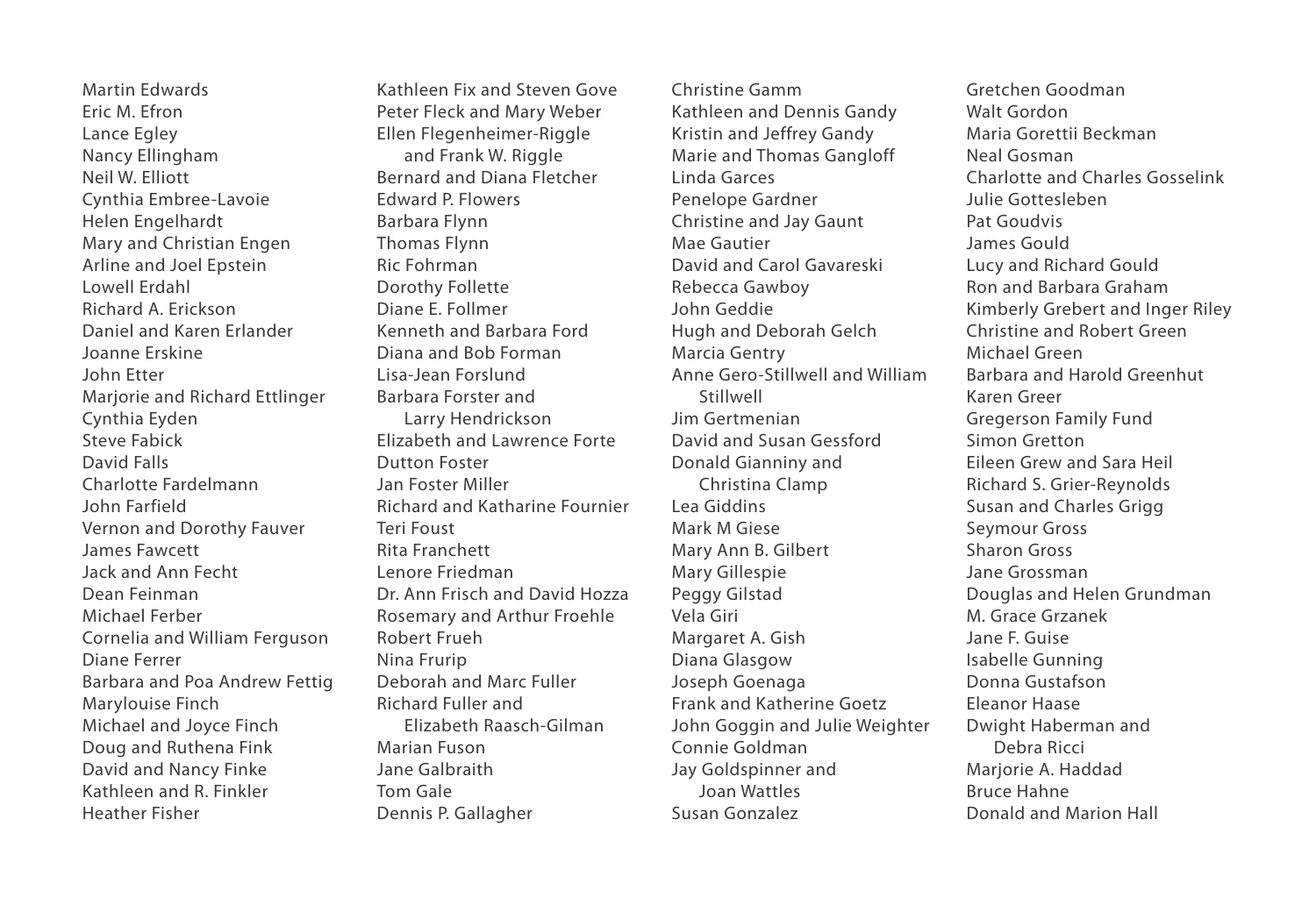Martin Edwards
Eric M. Efron
Lance Egley
Nancy Ellingham
Neil W. Elliott
Cynthia Embree-Lavoie
Helen Engelhardt
Mary and Christian Engen
Arline and Joel Epstein
Lowell Erdahl
Richard A. Erickson
Daniel and Karen Erlander
Joanne Erskine
John Etter
Marjorie and Richard Ettlinger
Cynthia Eyden
Steve Fabick
David Falls
Charlotte Fardelmann
John Farfield
Vernon and Dorothy Fauver
James Fawcett
Jack and Ann Fecht
Dean Feinman
Michael Ferber
Cornelia and William Ferguson
Diane Ferrer
Barbara and Poa Andrew Fettig
Marylouise Finch
Michael and Joyce Finch
Doug and Ruthena Fink
David and Nancy Finke
Kathleen and R. Finkler
Heather Fisher
Kathleen Fix and Steven Gove
Peter Fleck and Mary Weber
Ellen Flegenheimer-Riggle and Frank W. Riggle
Bernard and Diana Fletcher
Edward P. Flowers
Barbara Flynn
Thomas Flynn
Ric Fohrman
Dorothy Follette
Diane E. Follmer
Kenneth and Barbara Ford
Diana and Bob Forman
Lisa-Jean Forslund
Barbara Forster and Larry Hendrickson
Elizabeth and Lawrence Forte
Dutton Foster
Jan Foster Miller
Richard and Katharine Fournier
Teri Foust
Rita Franchett
Lenore Friedman
Dr. Ann Frisch and David Hozza
Rosemary and Arthur Froehle
Robert Frueh
Nina Frurip
Deborah and Marc Fuller
Richard Fuller and Elizabeth Raasch-Gilman
Marian Fuson
Jane Galbraith
Tom Gale
Dennis P. Gallagher
Christine Gamm
Kathleen and Dennis Gandy
Kristin and Jeffrey Gandy
Marie and Thomas Gangloff
Linda Garces
Penelope Gardner
Christine and Jay Gaunt
Mae Gautier
David and Carol Gavareski
Rebecca Gawboy
John Geddie
Hugh and Deborah Gelch
Marcia Gentry
Anne Gero-Stillwell and William Stillwell
Jim Gertmenian
David and Susan Gessford
Donald Gianniny and Christina Clamp
Lea Giddins
Mark M Giese
Mary Ann B. Gilbert
Mary Gillespie
Peggy Gilstad
Vela Giri
Margaret A. Gish
Diana Glasgow
Joseph Goenaga
Frank and Katherine Goetz
John Goggin and Julie Weighter
Connie Goldman
Jay Goldspinner and Joan Wattles
Susan Gonzalez
Gretchen Goodman
Walt Gordon
Maria Gorettii Beckman
Neal Gosman
Charlotte and Charles Gosselink
Julie Gottesleben
Pat Goudvis
James Gould
Lucy and Richard Gould
Ron and Barbara Graham
Kimberly Grebert and Inger Riley
Christine and Robert Green
Michael Green
Barbara and Harold Greenhut
Karen Greer
Gregerson Family Fund
Simon Gretton
Eileen Grew and Sara Heil
Richard S. Grier-Reynolds
Susan and Charles Grigg
Seymour Gross
Sharon Gross
Jane Grossman
Douglas and Helen Grundman
M. Grace Grzanek
Jane F. Guise
Isabelle Gunning
Donna Gustafson
Eleanor Haase
Dwight Haberman and Debra Ricci
Marjorie A. Haddad
Bruce Hahne
Donald and Marion Hall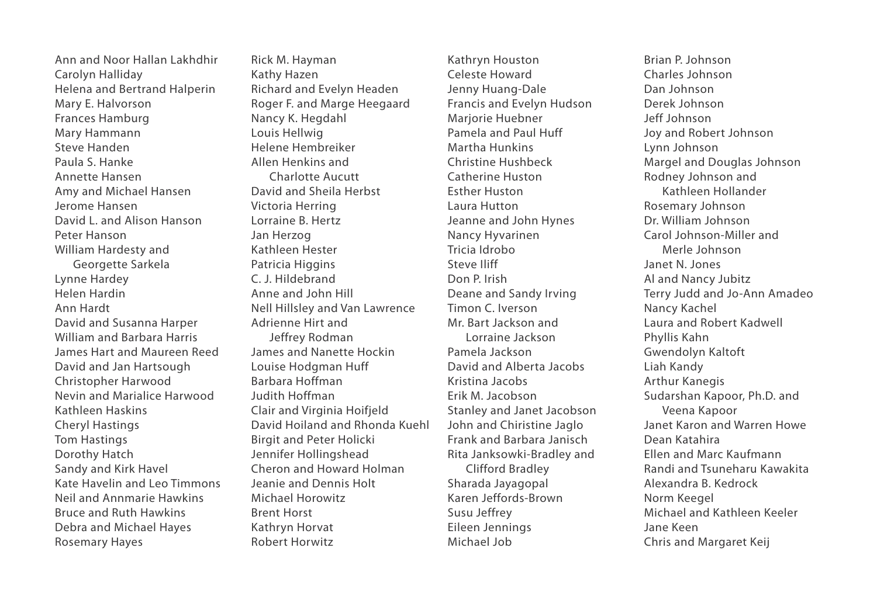Ann and Noor Hallan Lakhdhir
Carolyn Halliday
Helena and Bertrand Halperin
Mary E. Halvorson
Frances Hamburg
Mary Hammann
Steve Handen
Paula S. Hanke
Annette Hansen
Amy and Michael Hansen
Jerome Hansen
David L. and Alison Hanson
Peter Hanson
William Hardesty and Georgette Sarkela
Lynne Hardey
Helen Hardin
Ann Hardt
David and Susanna Harper
William and Barbara Harris
James Hart and Maureen Reed
David and Jan Hartsough
Christopher Harwood
Nevin and Marialice Harwood
Kathleen Haskins
Cheryl Hastings
Tom Hastings
Dorothy Hatch
Sandy and Kirk Havel
Kate Havelin and Leo Timmons
Neil and Annmarie Hawkins
Bruce and Ruth Hawkins
Debra and Michael Hayes
Rosemary Hayes
Rick M. Hayman
Kathy Hazen
Richard and Evelyn Headen
Roger F. and Marge Heegaard
Nancy K. Hegdahl
Louis Hellwig
Helene Hembreiker
Allen Henkins and Charlotte Aucutt
David and Sheila Herbst
Victoria Herring
Lorraine B. Hertz
Jan Herzog
Kathleen Hester
Patricia Higgins
C. J. Hildebrand
Anne and John Hill
Nell Hillsley and Van Lawrence
Adrienne Hirt and Jeffrey Rodman
James and Nanette Hockin
Louise Hodgman Huff
Barbara Hoffman
Judith Hoffman
Clair and Virginia Hoifjeld
David Hoiland and Rhonda Kuehl
Birgit and Peter Holicki
Jennifer Hollingshead
Cheron and Howard Holman
Jeanie and Dennis Holt
Michael Horowitz
Brent Horst
Kathryn Horvat
Robert Horwitz
Kathryn Houston
Celeste Howard
Jenny Huang-Dale
Francis and Evelyn Hudson
Marjorie Huebner
Pamela and Paul Huff
Martha Hunkins
Christine Hushbeck
Catherine Huston
Esther Huston
Laura Hutton
Jeanne and John Hynes
Nancy Hyvarinen
Tricia Idrobo
Steve Iliff
Don P. Irish
Deane and Sandy Irving
Timon C. Iverson
Mr. Bart Jackson and Lorraine Jackson
Pamela Jackson
David and Alberta Jacobs
Kristina Jacobs
Erik M. Jacobson
Stanley and Janet Jacobson
John and Chiristine Jaglo
Frank and Barbara Janisch
Rita Janksowki-Bradley and Clifford Bradley
Sharada Jayagopal
Karen Jeffords-Brown
Susu Jeffrey
Eileen Jennings
Michael Job
Brian P. Johnson
Charles Johnson
Dan Johnson
Derek Johnson
Jeff Johnson
Joy and Robert Johnson
Lynn Johnson
Margel and Douglas Johnson
Rodney Johnson and Kathleen Hollander
Rosemary Johnson
Dr. William Johnson
Carol Johnson-Miller and Merle Johnson
Janet N. Jones
Al and Nancy Jubitz
Terry Judd and Jo-Ann Amadeo
Nancy Kachel
Laura and Robert Kadwell
Phyllis Kahn
Gwendolyn Kaltoft
Liah Kandy
Arthur Kanegis
Sudarshan Kapoor, Ph.D. and Veena Kapoor
Janet Karon and Warren Howe
Dean Katahira
Ellen and Marc Kaufmann
Randi and Tsuneharu Kawakita
Alexandra B. Kedrock
Norm Keegel
Michael and Kathleen Keeler
Jane Keen
Chris and Margaret Keij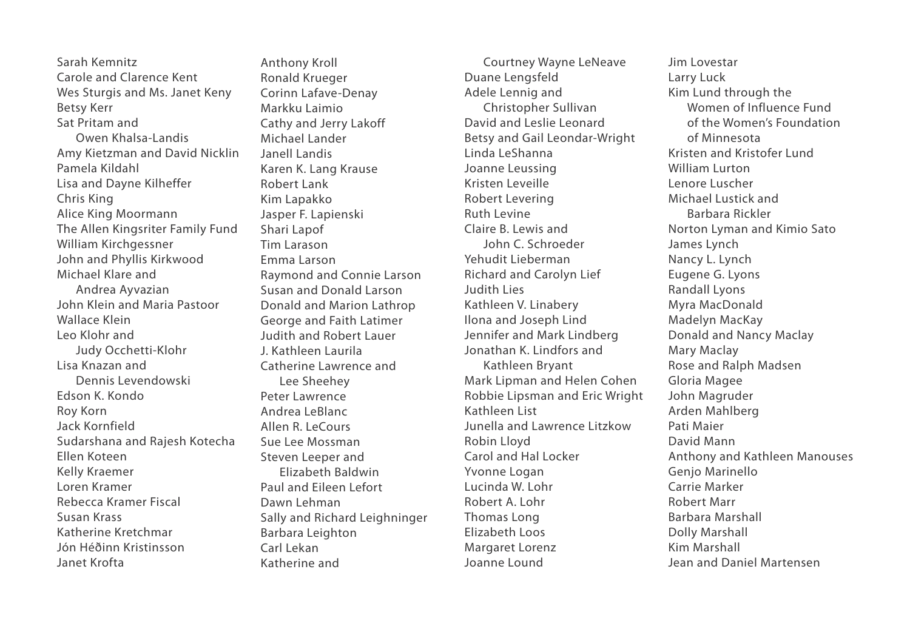Sarah Kemnitz
Carole and Clarence Kent
Wes Sturgis and Ms. Janet Keny
Betsy Kerr
Sat Pritam and Owen Khalsa-Landis
Amy Kietzman and David Nicklin
Pamela Kildahl
Lisa and Dayne Kilheffer
Chris King
Alice King Moormann
The Allen Kingsriter Family Fund
William Kirchgessner
John and Phyllis Kirkwood
Michael Klare and Andrea Ayvazian
John Klein and Maria Pastoor
Wallace Klein
Leo Klohr and Judy Occhetti-Klohr
Lisa Knazan and Dennis Levendowski
Edson K. Kondo
Roy Korn
Jack Kornfield
Sudarshana and Rajesh Kotecha
Ellen Koteen
Kelly Kraemer
Loren Kramer
Rebecca Kramer Fiscal
Susan Krass
Katherine Kretchmar
Jón Héðinn Kristinsson
Janet Krofta
Anthony Kroll
Ronald Krueger
Corinn Lafave-Denay
Markku Laimio
Cathy and Jerry Lakoff
Michael Lander
Janell Landis
Karen K. Lang Krause
Robert Lank
Kim Lapakko
Jasper F. Lapienski
Shari Lapof
Tim Larason
Emma Larson
Raymond and Connie Larson
Susan and Donald Larson
Donald and Marion Lathrop
George and Faith Latimer
Judith and Robert Lauer
J. Kathleen Laurila
Catherine Lawrence and Lee Sheehey
Peter Lawrence
Andrea LeBlanc
Allen R. LeCours
Sue Lee Mossman
Steven Leeper and Elizabeth Baldwin
Paul and Eileen Lefort
Dawn Lehman
Sally and Richard Leighninger
Barbara Leighton
Carl Lekan
Katherine and Courtney Wayne LeNeave
Duane Lengsfeld
Adele Lennig and Christopher Sullivan
David and Leslie Leonard
Betsy and Gail Leondar-Wright
Linda LeShanna
Joanne Leussing
Kristen Leveille
Robert Levering
Ruth Levine
Claire B. Lewis and John C. Schroeder
Yehudit Lieberman
Richard and Carolyn Lief
Judith Lies
Kathleen V. Linabery
Ilona and Joseph Lind
Jennifer and Mark Lindberg
Jonathan K. Lindfors and Kathleen Bryant
Mark Lipman and Helen Cohen
Robbie Lipsman and Eric Wright
Kathleen List
Junella and Lawrence Litzkow
Robin Lloyd
Carol and Hal Locker
Yvonne Logan
Lucinda W. Lohr
Robert A. Lohr
Thomas Long
Elizabeth Loos
Margaret Lorenz
Joanne Lound
Jim Lovestar
Larry Luck
Kim Lund through the Women of Influence Fund of the Women's Foundation of Minnesota
Kristen and Kristofer Lund
William Lurton
Lenore Luscher
Michael Lustick and Barbara Rickler
Norton Lyman and Kimio Sato
James Lynch
Nancy L. Lynch
Eugene G. Lyons
Randall Lyons
Myra MacDonald
Madelyn MacKay
Donald and Nancy Maclay
Mary Maclay
Rose and Ralph Madsen
Gloria Magee
John Magruder
Arden Mahlberg
Pati Maier
David Mann
Anthony and Kathleen Manouses
Genjo Marinello
Carrie Marker
Robert Marr
Barbara Marshall
Dolly Marshall
Kim Marshall
Jean and Daniel Martensen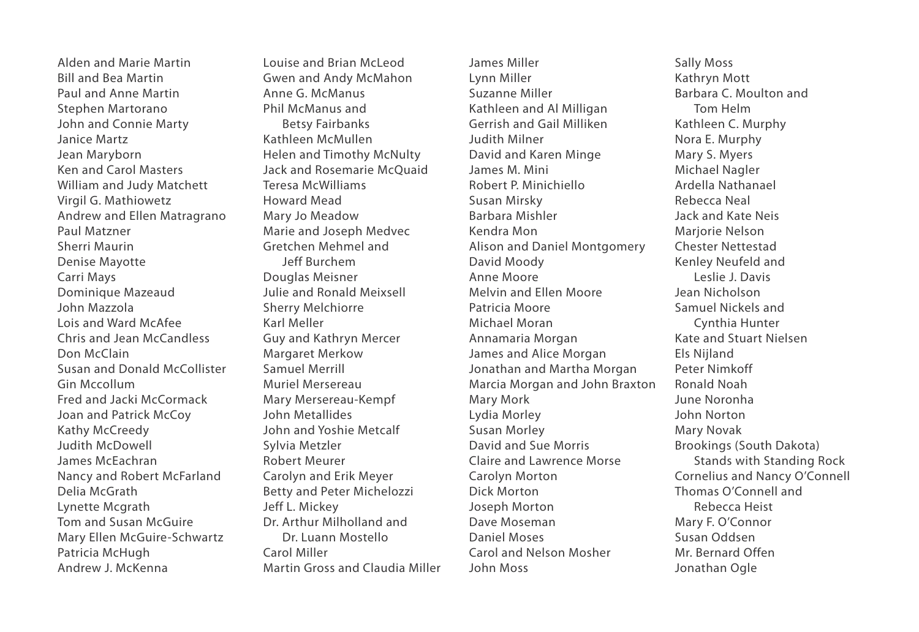Alden and Marie Martin
Bill and Bea Martin
Paul and Anne Martin
Stephen Martorano
John and Connie Marty
Janice Martz
Jean Maryborn
Ken and Carol Masters
William and Judy Matchett
Virgil G. Mathiowetz
Andrew and Ellen Matragrano
Paul Matzner
Sherri Maurin
Denise Mayotte
Carri Mays
Dominique Mazeaud
John Mazzola
Lois and Ward McAfee
Chris and Jean McCandless
Don McClain
Susan and Donald McCollister
Gin Mccollum
Fred and Jacki McCormack
Joan and Patrick McCoy
Kathy McCreedy
Judith McDowell
James McEachran
Nancy and Robert McFarland
Delia McGrath
Lynette Mcgrath
Tom and Susan McGuire
Mary Ellen McGuire-Schwartz
Patricia McHugh
Andrew J. McKenna
Louise and Brian McLeod
Gwen and Andy McMahon
Anne G. McManus
Phil McManus and Betsy Fairbanks
Kathleen McMullen
Helen and Timothy McNulty
Jack and Rosemarie McQuaid
Teresa McWilliams
Howard Mead
Mary Jo Meadow
Marie and Joseph Medvec
Gretchen Mehmel and Jeff Burchem
Douglas Meisner
Julie and Ronald Meixsell
Sherry Melchiorre
Karl Meller
Guy and Kathryn Mercer
Margaret Merkow
Samuel Merrill
Muriel Mersereau
Mary Mersereau-Kempf
John Metallides
John and Yoshie Metcalf
Sylvia Metzler
Robert Meurer
Carolyn and Erik Meyer
Betty and Peter Michelozzi
Jeff L. Mickey
Dr. Arthur Milholland and Dr. Luann Mostello
Carol Miller
Martin Gross and Claudia Miller
James Miller
Lynn Miller
Suzanne Miller
Kathleen and Al Milligan
Gerrish and Gail Milliken
Judith Milner
David and Karen Minge
James M. Mini
Robert P. Minichiello
Susan Mirsky
Barbara Mishler
Kendra Mon
Alison and Daniel Montgomery
David Moody
Anne Moore
Melvin and Ellen Moore
Patricia Moore
Michael Moran
Annamaria Morgan
James and Alice Morgan
Jonathan and Martha Morgan
Marcia Morgan and John Braxton
Mary Mork
Lydia Morley
Susan Morley
David and Sue Morris
Claire and Lawrence Morse
Carolyn Morton
Dick Morton
Joseph Morton
Dave Moseman
Daniel Moses
Carol and Nelson Mosher
John Moss
Sally Moss
Kathryn Mott
Barbara C. Moulton and Tom Helm
Kathleen C. Murphy
Nora E. Murphy
Mary S. Myers
Michael Nagler
Ardella Nathanael
Rebecca Neal
Jack and Kate Neis
Marjorie Nelson
Chester Nettestad
Kenley Neufeld and Leslie J. Davis
Jean Nicholson
Samuel Nickels and Cynthia Hunter
Kate and Stuart Nielsen
Els Nijland
Peter Nimkoff
Ronald Noah
June Noronha
John Norton
Mary Novak
Brookings (South Dakota) Stands with Standing Rock
Cornelius and Nancy O'Connell
Thomas O'Connell and Rebecca Heist
Mary F. O'Connor
Susan Oddsen
Mr. Bernard Offen
Jonathan Ogle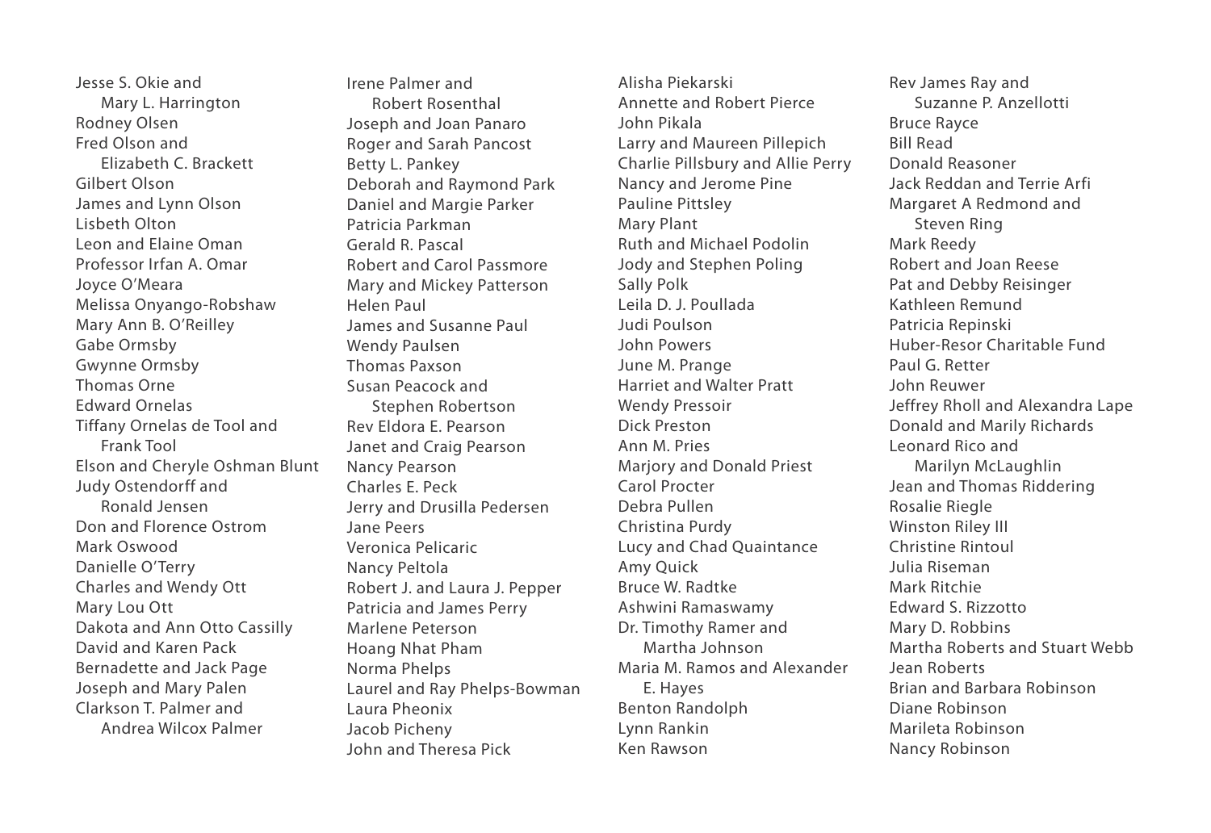Jesse S. Okie and
Mary L. Harrington
Rodney Olsen
Fred Olson and
Elizabeth C. Brackett
Gilbert Olson
James and Lynn Olson
Lisbeth Olton
Leon and Elaine Oman
Professor Irfan A. Omar
Joyce O'Meara
Melissa Onyango-Robshaw
Mary Ann B. O'Reilley
Gabe Ormsby
Gwynne Ormsby
Thomas Orne
Edward Ornelas
Tiffany Ornelas de Tool and
Frank Tool
Elson and Cheryle Oshman Blunt
Judy Ostendorff and
Ronald Jensen
Don and Florence Ostrom
Mark Oswood
Danielle O'Terry
Charles and Wendy Ott
Mary Lou Ott
Dakota and Ann Otto Cassilly
David and Karen Pack
Bernadette and Jack Page
Joseph and Mary Palen
Clarkson T. Palmer and
Andrea Wilcox Palmer

Irene Palmer and
Robert Rosenthal
Joseph and Joan Panaro
Roger and Sarah Pancost
Betty L. Pankey
Deborah and Raymond Park
Daniel and Margie Parker
Patricia Parkman
Gerald R. Pascal
Robert and Carol Passmore
Mary and Mickey Patterson
Helen Paul
James and Susanne Paul
Wendy Paulsen
Thomas Paxson
Susan Peacock and
Stephen Robertson
Rev Eldora E. Pearson
Janet and Craig Pearson
Nancy Pearson
Charles E. Peck
Jerry and Drusilla Pedersen
Jane Peers
Veronica Pelicaric
Nancy Peltola
Robert J. and Laura J. Pepper
Patricia and James Perry
Marlene Peterson
Hoang Nhat Pham
Norma Phelps
Laurel and Ray Phelps-Bowman
Laura Pheonix
Jacob Picheny
John and Theresa Pick

Alisha Piekarski
Annette and Robert Pierce
John Pikala
Larry and Maureen Pillepich
Charlie Pillsbury and Allie Perry
Nancy and Jerome Pine
Pauline Pittsley
Mary Plant
Ruth and Michael Podolin
Jody and Stephen Poling
Sally Polk
Leila D. J. Poullada
Judi Poulson
John Powers
June M. Prange
Harriet and Walter Pratt
Wendy Pressoir
Dick Preston
Ann M. Pries
Marjory and Donald Priest
Carol Procter
Debra Pullen
Christina Purdy
Lucy and Chad Quaintance
Amy Quick
Bruce W. Radtke
Ashwini Ramaswamy
Dr. Timothy Ramer and
Martha Johnson
Maria M. Ramos and Alexander
E. Hayes
Benton Randolph
Lynn Rankin
Ken Rawson

Rev James Ray and
Suzanne P. Anzellotti
Bruce Rayce
Bill Read
Donald Reasoner
Jack Reddan and Terrie Arfi
Margaret A Redmond and
Steven Ring
Mark Reedy
Robert and Joan Reese
Pat and Debby Reisinger
Kathleen Remund
Patricia Repinski
Huber-Resor Charitable Fund
Paul G. Retter
John Reuwer
Jeffrey Rholl and Alexandra Lape
Donald and Marily Richards
Leonard Rico and
Marilyn McLaughlin
Jean and Thomas Riddering
Rosalie Riegle
Winston Riley III
Christine Rintoul
Julia Riseman
Mark Ritchie
Edward S. Rizzotto
Mary D. Robbins
Martha Roberts and Stuart Webb
Jean Roberts
Brian and Barbara Robinson
Diane Robinson
Marileta Robinson
Nancy Robinson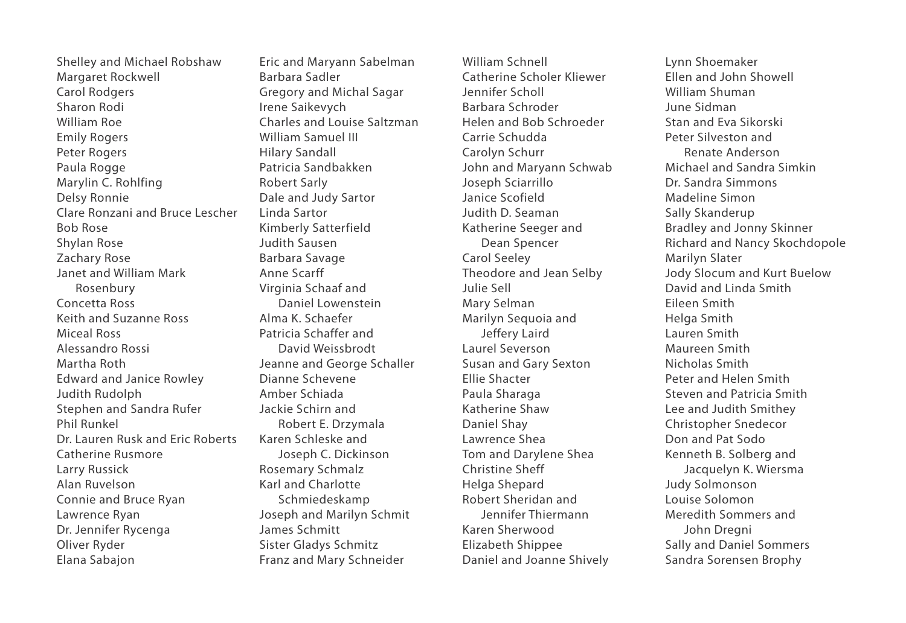Shelley and Michael Robshaw
Margaret Rockwell
Carol Rodgers
Sharon Rodi
William Roe
Emily Rogers
Peter Rogers
Paula Rogge
Marylin C. Rohlfing
Delsy Ronnie
Clare Ronzani and Bruce Lescher
Bob Rose
Shylan Rose
Zachary Rose
Janet and William Mark Rosenbury
Concetta Ross
Keith and Suzanne Ross
Miceal Ross
Alessandro Rossi
Martha Roth
Edward and Janice Rowley
Judith Rudolph
Stephen and Sandra Rufer
Phil Runkel
Dr. Lauren Rusk and Eric Roberts
Catherine Rusmore
Larry Russick
Alan Ruvelson
Connie and Bruce Ryan
Lawrence Ryan
Dr. Jennifer Rycenga
Oliver Ryder
Elana Sabajon
Eric and Maryann Sabelman
Barbara Sadler
Gregory and Michal Sagar
Irene Saikevych
Charles and Louise Saltzman
William Samuel III
Hilary Sandall
Patricia Sandbakken
Robert Sarly
Dale and Judy Sartor
Linda Sartor
Kimberly Satterfield
Judith Sausen
Barbara Savage
Anne Scarff
Virginia Schaaf and Daniel Lowenstein
Alma K. Schaefer
Patricia Schaffer and David Weissbrodt
Jeanne and George Schaller
Dianne Schevene
Amber Schiada
Jackie Schirn and Robert E. Drzymala
Karen Schleske and Joseph C. Dickinson
Rosemary Schmalz
Karl and Charlotte Schmiedeskamp
Joseph and Marilyn Schmit
James Schmitt
Sister Gladys Schmitz
Franz and Mary Schneider
William Schnell
Catherine Scholer Kliewer
Jennifer Scholl
Barbara Schroder
Helen and Bob Schroeder
Carrie Schudda
Carolyn Schurr
John and Maryann Schwab
Joseph Sciarrillo
Janice Scofield
Judith D. Seaman
Katherine Seeger and Dean Spencer
Carol Seeley
Theodore and Jean Selby
Julie Sell
Mary Selman
Marilyn Sequoia and Jeffery Laird
Laurel Severson
Susan and Gary Sexton
Ellie Shacter
Paula Sharaga
Katherine Shaw
Daniel Shay
Lawrence Shea
Tom and Darylene Shea
Christine Sheff
Helga Shepard
Robert Sheridan and Jennifer Thiermann
Karen Sherwood
Elizabeth Shippee
Daniel and Joanne Shively
Lynn Shoemaker
Ellen and John Showell
William Shuman
June Sidman
Stan and Eva Sikorski
Peter Silveston and Renate Anderson
Michael and Sandra Simkin
Dr. Sandra Simmons
Madeline Simon
Sally Skanderup
Bradley and Jonny Skinner
Richard and Nancy Skochdopole
Marilyn Slater
Jody Slocum and Kurt Buelow
David and Linda Smith
Eileen Smith
Helga Smith
Lauren Smith
Maureen Smith
Nicholas Smith
Peter and Helen Smith
Steven and Patricia Smith
Lee and Judith Smithey
Christopher Snedecor
Don and Pat Sodo
Kenneth B. Solberg and Jacquelyn K. Wiersma
Judy Solmonson
Louise Solomon
Meredith Sommers and John Dregni
Sally and Daniel Sommers
Sandra Sorensen Brophy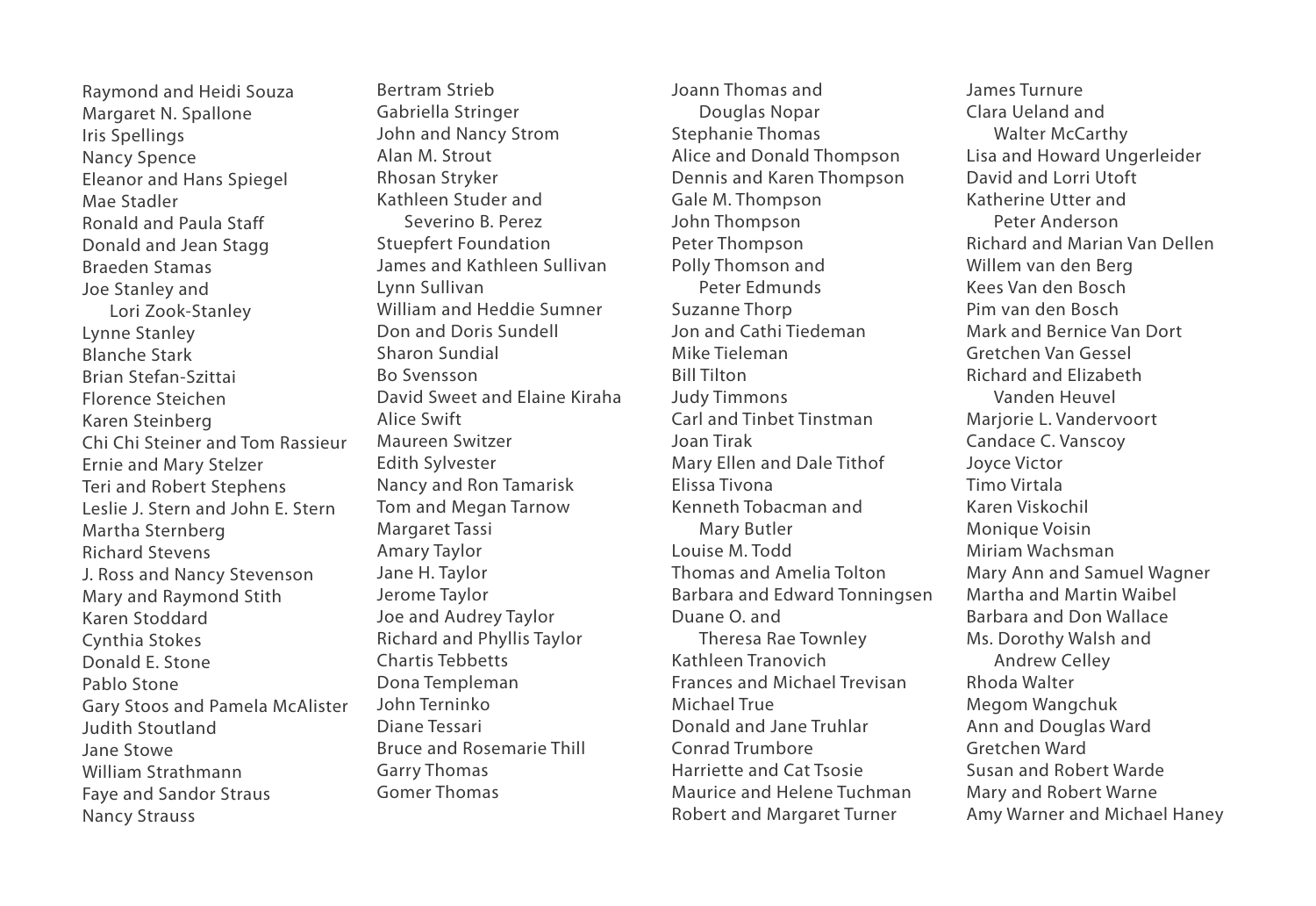Raymond and Heidi Souza
Margaret N. Spallone
Iris Spellings
Nancy Spence
Eleanor and Hans Spiegel
Mae Stadler
Ronald and Paula Staff
Donald and Jean Stagg
Braeden Stamas
Joe Stanley and Lori Zook-Stanley
Lynne Stanley
Blanche Stark
Brian Stefan-Szittai
Florence Steichen
Karen Steinberg
Chi Chi Steiner and Tom Rassieur
Ernie and Mary Stelzer
Teri and Robert Stephens
Leslie J. Stern and John E. Stern
Martha Sternberg
Richard Stevens
J. Ross and Nancy Stevenson
Mary and Raymond Stith
Karen Stoddard
Cynthia Stokes
Donald E. Stone
Pablo Stone
Gary Stoos and Pamela McAlister
Judith Stoutland
Jane Stowe
William Strathmann
Faye and Sandor Straus
Nancy Strauss

Bertram Strieb
Gabriella Stringer
John and Nancy Strom
Alan M. Strout
Rhosan Stryker
Kathleen Studer and Severino B. Perez
Stuepfert Foundation
James and Kathleen Sullivan
Lynn Sullivan
William and Heddie Sumner
Don and Doris Sundell
Sharon Sundial
Bo Svensson
David Sweet and Elaine Kiraha
Alice Swift
Maureen Switzer
Edith Sylvester
Nancy and Ron Tamarisk
Tom and Megan Tarnow
Margaret Tassi
Amary Taylor
Jane H. Taylor
Jerome Taylor
Joe and Audrey Taylor
Richard and Phyllis Taylor
Chartis Tebbetts
Dona Templeman
John Terninko
Diane Tessari
Bruce and Rosemarie Thill
Garry Thomas
Gomer Thomas

Joann Thomas and Douglas Nopar
Stephanie Thomas
Alice and Donald Thompson
Dennis and Karen Thompson
Gale M. Thompson
John Thompson
Peter Thompson
Polly Thomson and Peter Edmunds
Suzanne Thorp
Jon and Cathi Tiedeman
Mike Tieleman
Bill Tilton
Judy Timmons
Carl and Tinbet Tinstman
Joan Tirak
Mary Ellen and Dale Tithof
Elissa Tivona
Kenneth Tobacman and Mary Butler
Louise M. Todd
Thomas and Amelia Tolton
Barbara and Edward Tonningsen
Duane O. and Theresa Rae Townley
Kathleen Tranovich
Frances and Michael Trevisan
Michael True
Donald and Jane Truhlar
Conrad Trumbore
Harriette and Cat Tsosie
Maurice and Helene Tuchman
Robert and Margaret Turner

James Turnure
Clara Ueland and Walter McCarthy
Lisa and Howard Ungerleider
David and Lorri Utoft
Katherine Utter and Peter Anderson
Richard and Marian Van Dellen
Willem van den Berg
Kees Van den Bosch
Pim van den Bosch
Mark and Bernice Van Dort
Gretchen Van Gessel
Richard and Elizabeth Vanden Heuvel
Marjorie L. Vandervoort
Candace C. Vanscoy
Joyce Victor
Timo Virtala
Karen Viskochil
Monique Voisin
Miriam Wachsman
Mary Ann and Samuel Wagner
Martha and Martin Waibel
Barbara and Don Wallace
Ms. Dorothy Walsh and Andrew Celley
Rhoda Walter
Megom Wangchuk
Ann and Douglas Ward
Gretchen Ward
Susan and Robert Warde
Mary and Robert Warne
Amy Warner and Michael Haney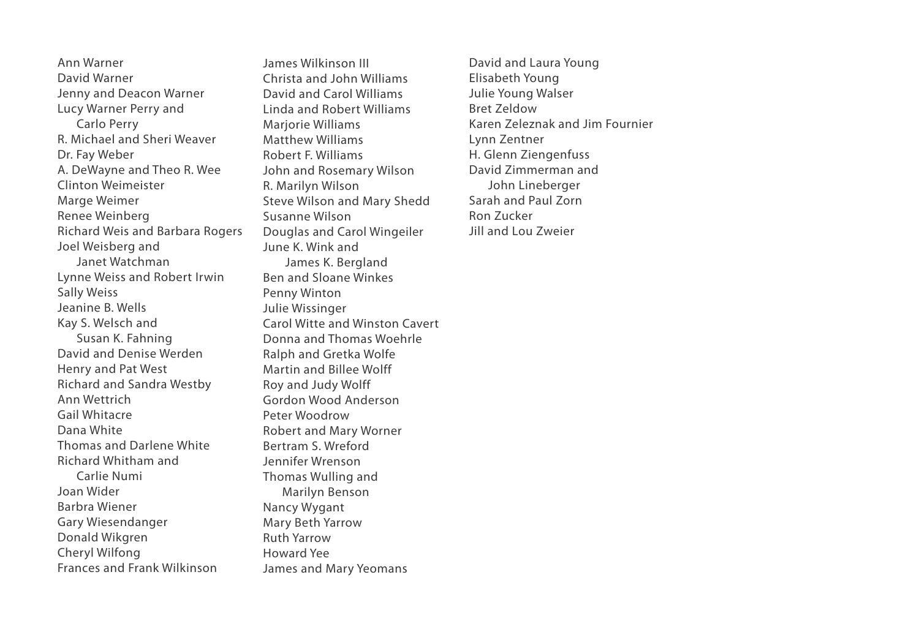Ann Warner
David Warner
Jenny and Deacon Warner
Lucy Warner Perry and Carlo Perry
R. Michael and Sheri Weaver
Dr. Fay Weber
A. DeWayne and Theo R. Wee
Clinton Weimeister
Marge Weimer
Renee Weinberg
Richard Weis and Barbara Rogers
Joel Weisberg and Janet Watchman
Lynne Weiss and Robert Irwin
Sally Weiss
Jeanine B. Wells
Kay S. Welsch and Susan K. Fahning
David and Denise Werden
Henry and Pat West
Richard and Sandra Westby
Ann Wettrich
Gail Whitacre
Dana White
Thomas and Darlene White
Richard Whitham and Carlie Numi
Joan Wider
Barbra Wiener
Gary Wiesendanger
Donald Wikgren
Cheryl Wilfong
Frances and Frank Wilkinson
James Wilkinson III
Christa and John Williams
David and Carol Williams
Linda and Robert Williams
Marjorie Williams
Matthew Williams
Robert F. Williams
John and Rosemary Wilson
R. Marilyn Wilson
Steve Wilson and Mary Shedd
Susanne Wilson
Douglas and Carol Wingeiler
June K. Wink and James K. Bergland
Ben and Sloane Winkes
Penny Winton
Julie Wissinger
Carol Witte and Winston Cavert
Donna and Thomas Woehrle
Ralph and Gretka Wolfe
Martin and Billee Wolff
Roy and Judy Wolff
Gordon Wood Anderson
Peter Woodrow
Robert and Mary Worner
Bertram S. Wreford
Jennifer Wrenson
Thomas Wulling and Marilyn Benson
Nancy Wygant
Mary Beth Yarrow
Ruth Yarrow
Howard Yee
James and Mary Yeomans
David and Laura Young
Elisabeth Young
Julie Young Walser
Bret Zeldow
Karen Zeleznak and Jim Fournier
Lynn Zentner
H. Glenn Ziengenfuss
David Zimmerman and John Lineberger
Sarah and Paul Zorn
Ron Zucker
Jill and Lou Zweier